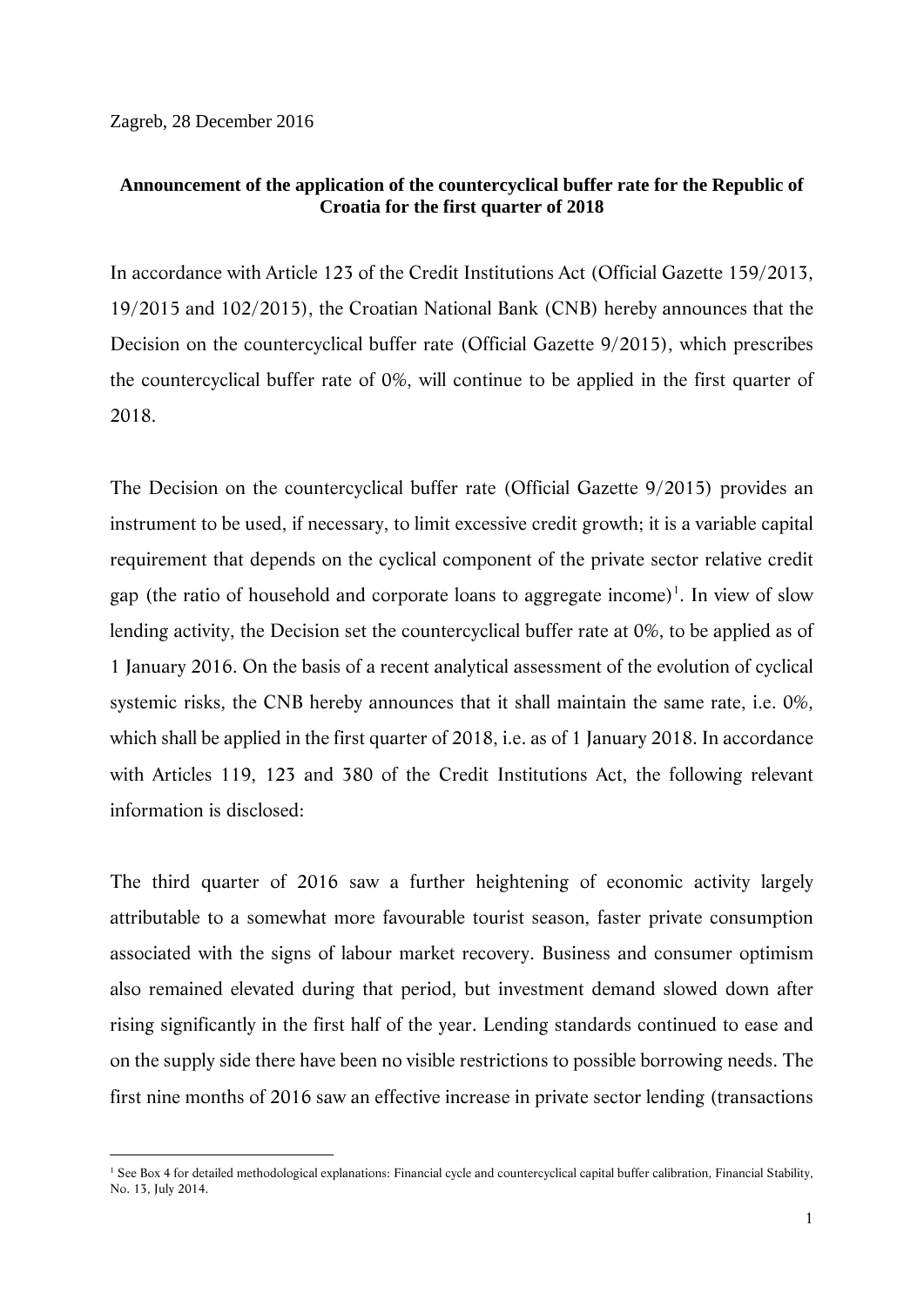Zagreb, 28 December 2016

**Announcement of the application of the countercyclical buffer rate for the Republic of Croatia for the first quarter of 2018**

In accordance with Article 123 of the Credit Institutions Act (Official Gazette 159/2013, 19/2015 and 102/2015), the Croatian National Bank (CNB) hereby announces that the Decision on the countercyclical buffer rate (Official Gazette 9/2015), which prescribes the countercyclical buffer rate of 0%, will continue to be applied in the first quarter of 2018.

The Decision on the countercyclical buffer rate (Official Gazette 9/2015) provides an instrument to be used, if necessary, to limit excessive credit growth; it is a variable capital requirement that depends on the cyclical component of the private sector relative credit gap (the ratio of household and corporate loans to aggregate income)[1]. In view of slow lending activity, the Decision set the countercyclical buffer rate at 0%, to be applied as of 1 January 2016. On the basis of a recent analytical assessment of the evolution of cyclical systemic risks, the CNB hereby announces that it shall maintain the same rate, i.e. 0%, which shall be applied in the first quarter of 2018, i.e. as of 1 January 2018. In accordance with Articles 119, 123 and 380 of the Credit Institutions Act, the following relevant information is disclosed:

The third quarter of 2016 saw a further heightening of economic activity largely attributable to a somewhat more favourable tourist season, faster private consumption associated with the signs of labour market recovery. Business and consumer optimism also remained elevated during that period, but investment demand slowed down after rising significantly in the first half of the year. Lending standards continued to ease and on the supply side there have been no visible restrictions to possible borrowing needs. The first nine months of 2016 saw an effective increase in private sector lending (transactions

[1] See Box 4 for detailed methodological explanations: Financial cycle and countercyclical capital buffer calibration, Financial Stability, No. 13, July 2014.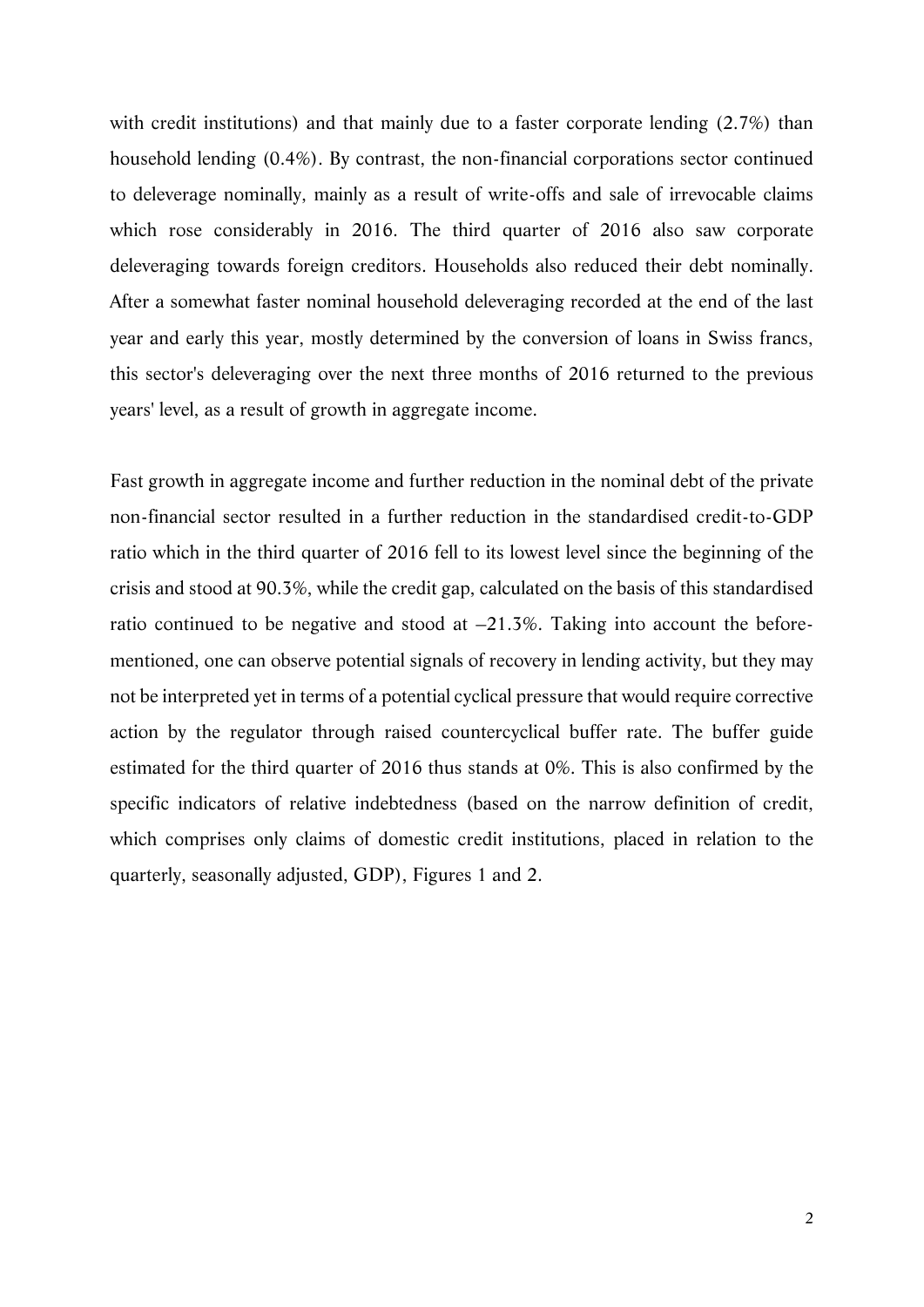with credit institutions) and that mainly due to a faster corporate lending (2.7%) than household lending (0.4%). By contrast, the non-financial corporations sector continued to deleverage nominally, mainly as a result of write-offs and sale of irrevocable claims which rose considerably in 2016. The third quarter of 2016 also saw corporate deleveraging towards foreign creditors. Households also reduced their debt nominally. After a somewhat faster nominal household deleveraging recorded at the end of the last year and early this year, mostly determined by the conversion of loans in Swiss francs, this sector's deleveraging over the next three months of 2016 returned to the previous years' level, as a result of growth in aggregate income.

Fast growth in aggregate income and further reduction in the nominal debt of the private non-financial sector resulted in a further reduction in the standardised credit-to-GDP ratio which in the third quarter of 2016 fell to its lowest level since the beginning of the crisis and stood at 90.3%, while the credit gap, calculated on the basis of this standardised ratio continued to be negative and stood at –21.3%. Taking into account the before-mentioned, one can observe potential signals of recovery in lending activity, but they may not be interpreted yet in terms of a potential cyclical pressure that would require corrective action by the regulator through raised countercyclical buffer rate. The buffer guide estimated for the third quarter of 2016 thus stands at 0%. This is also confirmed by the specific indicators of relative indebtedness (based on the narrow definition of credit, which comprises only claims of domestic credit institutions, placed in relation to the quarterly, seasonally adjusted, GDP), Figures 1 and 2.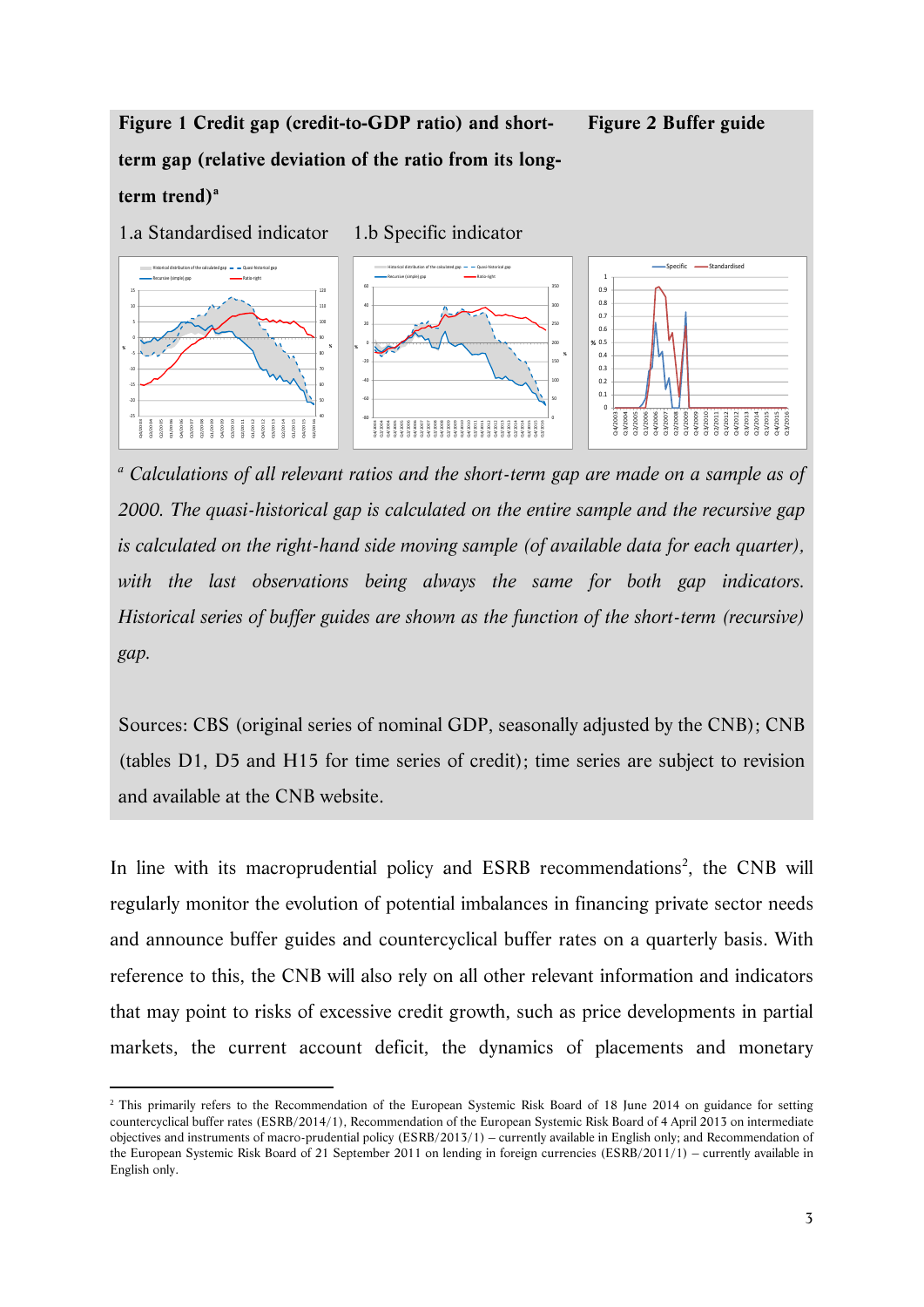**Figure 1 Credit gap (credit-to-GDP ratio) and short-term gap (relative deviation of the ratio from its long-term trend)**[a]

1.a Standardised indicator

1.b Specific indicator

**Figure 2 Buffer guide**

[a] *Calculations of all relevant ratios and the short-term gap are made on a sample as of 2000. The quasi-historical gap is calculated on the entire sample and the recursive gap is calculated on the right-hand side moving sample (of available data for each quarter), with the last observations being always the same for both gap indicators. Historical series of buffer guides are shown as the function of the short-term (recursive) gap.*

Sources: CBS (original series of nominal GDP, seasonally adjusted by the CNB); CNB (tables D1, D5 and H15 for time series of credit); time series are subject to revision and available at the CNB website.

In line with its macroprudential policy and ESRB recommendations[2], the CNB will regularly monitor the evolution of potential imbalances in financing private sector needs and announce buffer guides and countercyclical buffer rates on a quarterly basis. With reference to this, the CNB will also rely on all other relevant information and indicators that may point to risks of excessive credit growth, such as price developments in partial markets, the current account deficit, the dynamics of placements and monetary

[2] This primarily refers to the Recommendation of the European Systemic Risk Board of 18 June 2014 on guidance for setting countercyclical buffer rates (ESRB/2014/1), Recommendation of the European Systemic Risk Board of 4 April 2013 on intermediate objectives and instruments of macro-prudential policy (ESRB/2013/1) – currently available in English only; and Recommendation of the European Systemic Risk Board of 21 September 2011 on lending in foreign currencies (ESRB/2011/1) – currently available in English only.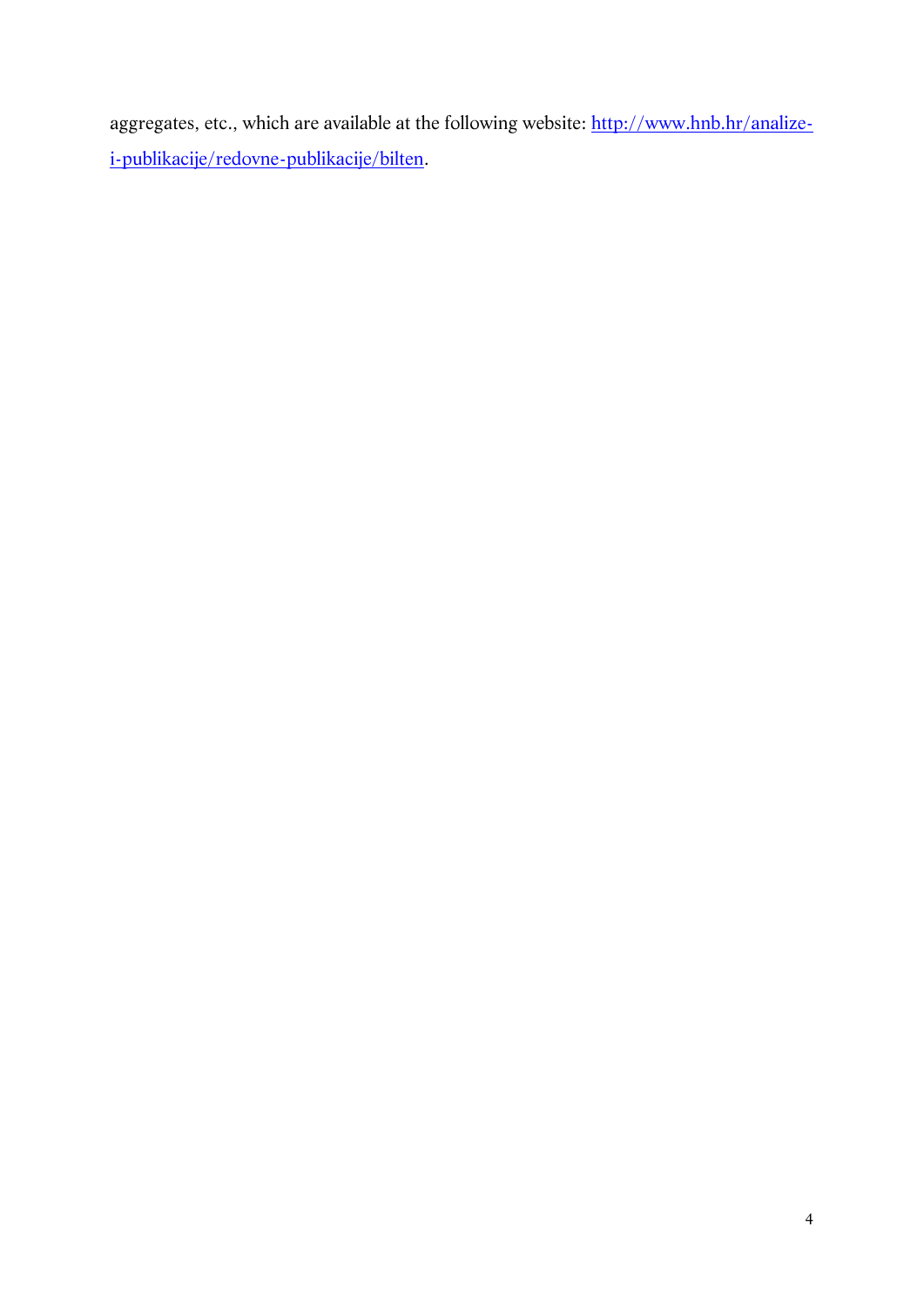aggregates, etc., which are available at the following website: [http://www.hnb.hr/analize-i-publikacije/redovne-publikacije/bilten](http://www.hnb.hr/analize-i-publikacije/redovne-publikacije/bilten).